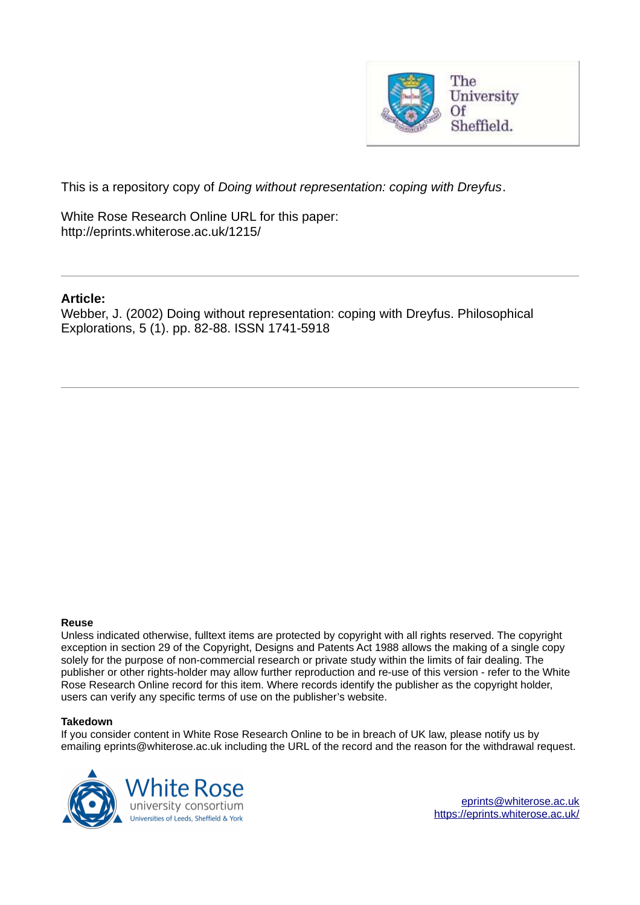This is a repository copy of *Doing without representation: coping with Dreyfus*.

White Rose Research Online URL for this paper:
http://eprints.whiterose.ac.uk/1215/

---

**Article:**

Webber, J. (2002) Doing without representation: coping with Dreyfus. Philosophical Explorations, 5 (1). pp. 82-88. ISSN 1741-5918

---

**Reuse**

Unless indicated otherwise, fulltext items are protected by copyright with all rights reserved. The copyright exception in section 29 of the Copyright, Designs and Patents Act 1988 allows the making of a single copy solely for the purpose of non-commercial research or private study within the limits of fair dealing. The publisher or other rights-holder may allow further reproduction and re-use of this version - refer to the White Rose Research Online record for this item. Where records identify the publisher as the copyright holder, users can verify any specific terms of use on the publisher's website.

**Takedown**

If you consider content in White Rose Research Online to be in breach of UK law, please notify us by emailing eprints@whiterose.ac.uk including the URL of the record and the reason for the withdrawal request.

eprints@whiterose.ac.uk
https://eprints.whiterose.ac.uk/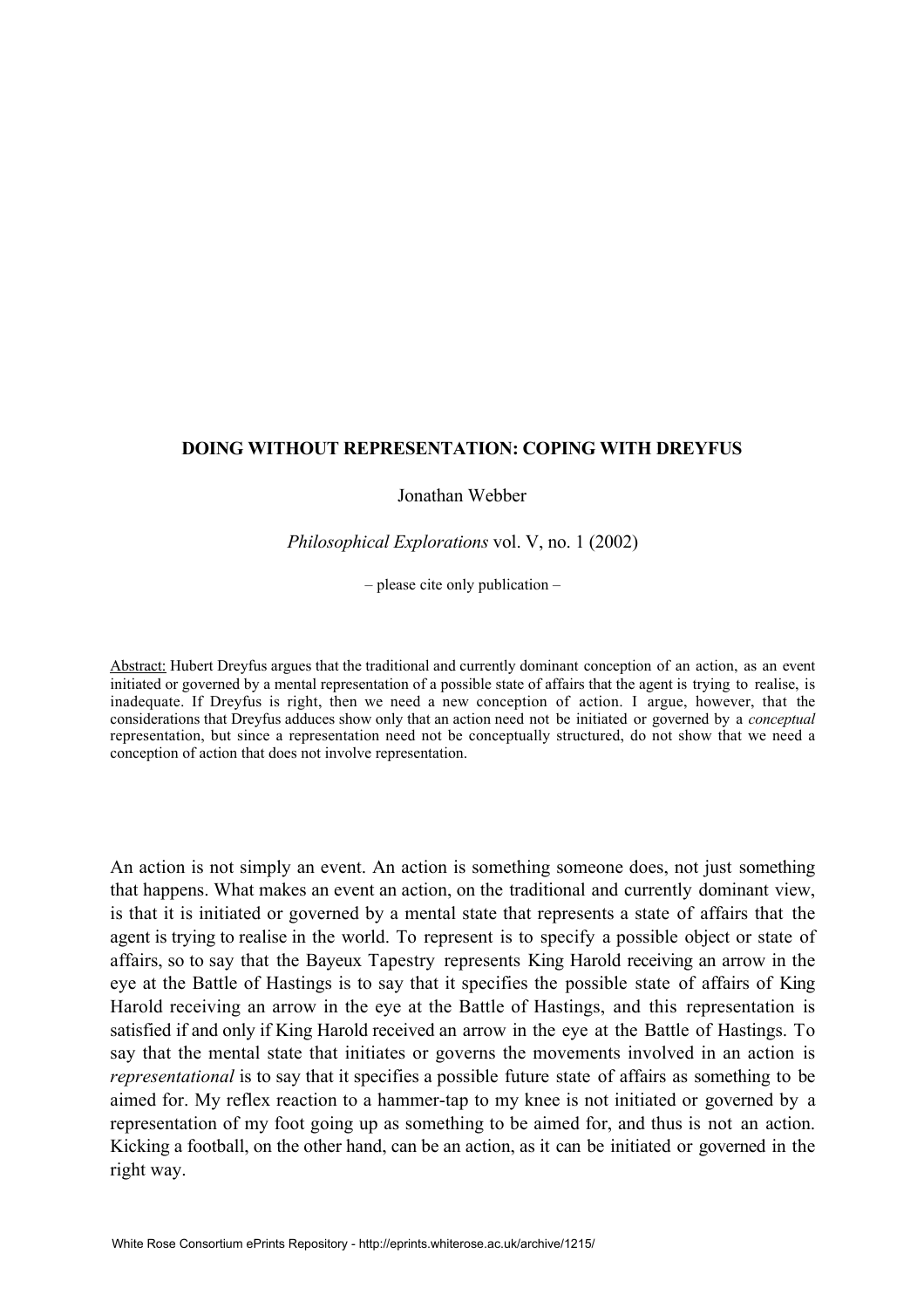**DOING WITHOUT REPRESENTATION: COPING WITH DREYFUS**

Jonathan Webber

*Philosophical Explorations* vol. V, no. 1 (2002)

– please cite only publication –

Abstract: Hubert Dreyfus argues that the traditional and currently dominant conception of an action, as an event initiated or governed by a mental representation of a possible state of affairs that the agent is trying to realise, is inadequate. If Dreyfus is right, then we need a new conception of action. I argue, however, that the considerations that Dreyfus adduces show only that an action need not be initiated or governed by a *conceptual* representation, but since a representation need not be conceptually structured, do not show that we need a conception of action that does not involve representation.

An action is not simply an event. An action is something someone does, not just something that happens. What makes an event an action, on the traditional and currently dominant view, is that it is initiated or governed by a mental state that represents a state of affairs that the agent is trying to realise in the world. To represent is to specify a possible object or state of affairs, so to say that the Bayeux Tapestry represents King Harold receiving an arrow in the eye at the Battle of Hastings is to say that it specifies the possible state of affairs of King Harold receiving an arrow in the eye at the Battle of Hastings, and this representation is satisfied if and only if King Harold received an arrow in the eye at the Battle of Hastings. To say that the mental state that initiates or governs the movements involved in an action is *representational* is to say that it specifies a possible future state of affairs as something to be aimed for. My reflex reaction to a hammer-tap to my knee is not initiated or governed by a representation of my foot going up as something to be aimed for, and thus is not an action. Kicking a football, on the other hand, can be an action, as it can be initiated or governed in the right way.

White Rose Consortium ePrints Repository - http://eprints.whiterose.ac.uk/archive/1215/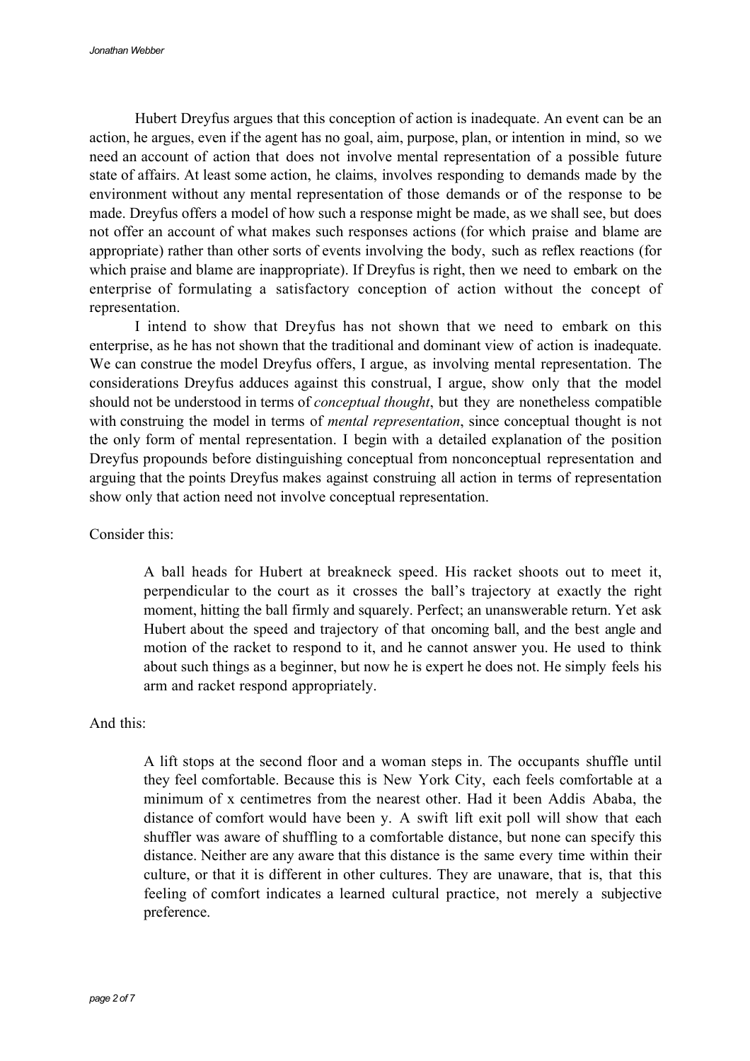Hubert Dreyfus argues that this conception of action is inadequate. An event can be an action, he argues, even if the agent has no goal, aim, purpose, plan, or intention in mind, so we need an account of action that does not involve mental representation of a possible future state of affairs. At least some action, he claims, involves responding to demands made by the environment without any mental representation of those demands or of the response to be made. Dreyfus offers a model of how such a response might be made, as we shall see, but does not offer an account of what makes such responses actions (for which praise and blame are appropriate) rather than other sorts of events involving the body, such as reflex reactions (for which praise and blame are inappropriate). If Dreyfus is right, then we need to embark on the enterprise of formulating a satisfactory conception of action without the concept of representation.

I intend to show that Dreyfus has not shown that we need to embark on this enterprise, as he has not shown that the traditional and dominant view of action is inadequate. We can construe the model Dreyfus offers, I argue, as involving mental representation. The considerations Dreyfus adduces against this construal, I argue, show only that the model should not be understood in terms of *conceptual thought*, but they are nonetheless compatible with construing the model in terms of *mental representation*, since conceptual thought is not the only form of mental representation. I begin with a detailed explanation of the position Dreyfus propounds before distinguishing conceptual from nonconceptual representation and arguing that the points Dreyfus makes against construing all action in terms of representation show only that action need not involve conceptual representation.

Consider this:

> A ball heads for Hubert at breakneck speed. His racket shoots out to meet it, perpendicular to the court as it crosses the ball's trajectory at exactly the right moment, hitting the ball firmly and squarely. Perfect; an unanswerable return. Yet ask Hubert about the speed and trajectory of that oncoming ball, and the best angle and motion of the racket to respond to it, and he cannot answer you. He used to think about such things as a beginner, but now he is expert he does not. He simply feels his arm and racket respond appropriately.

And this:

> A lift stops at the second floor and a woman steps in. The occupants shuffle until they feel comfortable. Because this is New York City, each feels comfortable at a minimum of x centimetres from the nearest other. Had it been Addis Ababa, the distance of comfort would have been y. A swift lift exit poll will show that each shuffler was aware of shuffling to a comfortable distance, but none can specify this distance. Neither are any aware that this distance is the same every time within their culture, or that it is different in other cultures. They are unaware, that is, that this feeling of comfort indicates a learned cultural practice, not merely a subjective preference.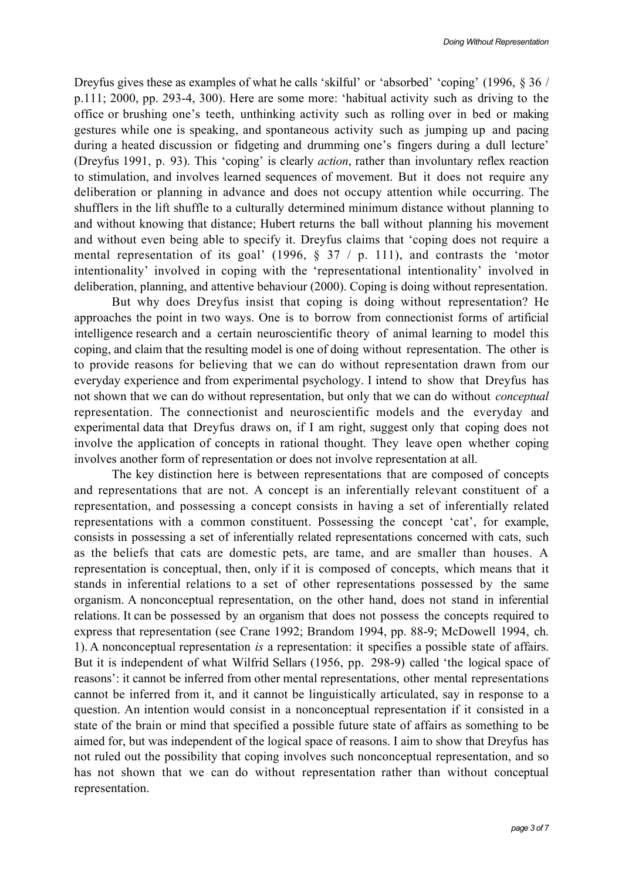Dreyfus gives these as examples of what he calls 'skilful' or 'absorbed' 'coping' (1996, § 36 / p.111; 2000, pp. 293-4, 300). Here are some more: 'habitual activity such as driving to the office or brushing one's teeth, unthinking activity such as rolling over in bed or making gestures while one is speaking, and spontaneous activity such as jumping up and pacing during a heated discussion or fidgeting and drumming one's fingers during a dull lecture' (Dreyfus 1991, p. 93). This 'coping' is clearly *action*, rather than involuntary reflex reaction to stimulation, and involves learned sequences of movement. But it does not require any deliberation or planning in advance and does not occupy attention while occurring. The shufflers in the lift shuffle to a culturally determined minimum distance without planning to and without knowing that distance; Hubert returns the ball without planning his movement and without even being able to specify it. Dreyfus claims that 'coping does not require a mental representation of its goal' (1996, § 37 / p. 111), and contrasts the 'motor intentionality' involved in coping with the 'representational intentionality' involved in deliberation, planning, and attentive behaviour (2000). Coping is doing without representation.

But why does Dreyfus insist that coping is doing without representation? He approaches the point in two ways. One is to borrow from connectionist forms of artificial intelligence research and a certain neuroscientific theory of animal learning to model this coping, and claim that the resulting model is one of doing without representation. The other is to provide reasons for believing that we can do without representation drawn from our everyday experience and from experimental psychology. I intend to show that Dreyfus has not shown that we can do without representation, but only that we can do without *conceptual* representation. The connectionist and neuroscientific models and the everyday and experimental data that Dreyfus draws on, if I am right, suggest only that coping does not involve the application of concepts in rational thought. They leave open whether coping involves another form of representation or does not involve representation at all.

The key distinction here is between representations that are composed of concepts and representations that are not. A concept is an inferentially relevant constituent of a representation, and possessing a concept consists in having a set of inferentially related representations with a common constituent. Possessing the concept 'cat', for example, consists in possessing a set of inferentially related representations concerned with cats, such as the beliefs that cats are domestic pets, are tame, and are smaller than houses. A representation is conceptual, then, only if it is composed of concepts, which means that it stands in inferential relations to a set of other representations possessed by the same organism. A nonconceptual representation, on the other hand, does not stand in inferential relations. It can be possessed by an organism that does not possess the concepts required to express that representation (see Crane 1992; Brandom 1994, pp. 88-9; McDowell 1994, ch. 1). A nonconceptual representation *is* a representation: it specifies a possible state of affairs. But it is independent of what Wilfrid Sellars (1956, pp. 298-9) called 'the logical space of reasons': it cannot be inferred from other mental representations, other mental representations cannot be inferred from it, and it cannot be linguistically articulated, say in response to a question. An intention would consist in a nonconceptual representation if it consisted in a state of the brain or mind that specified a possible future state of affairs as something to be aimed for, but was independent of the logical space of reasons. I aim to show that Dreyfus has not ruled out the possibility that coping involves such nonconceptual representation, and so has not shown that we can do without representation rather than without conceptual representation.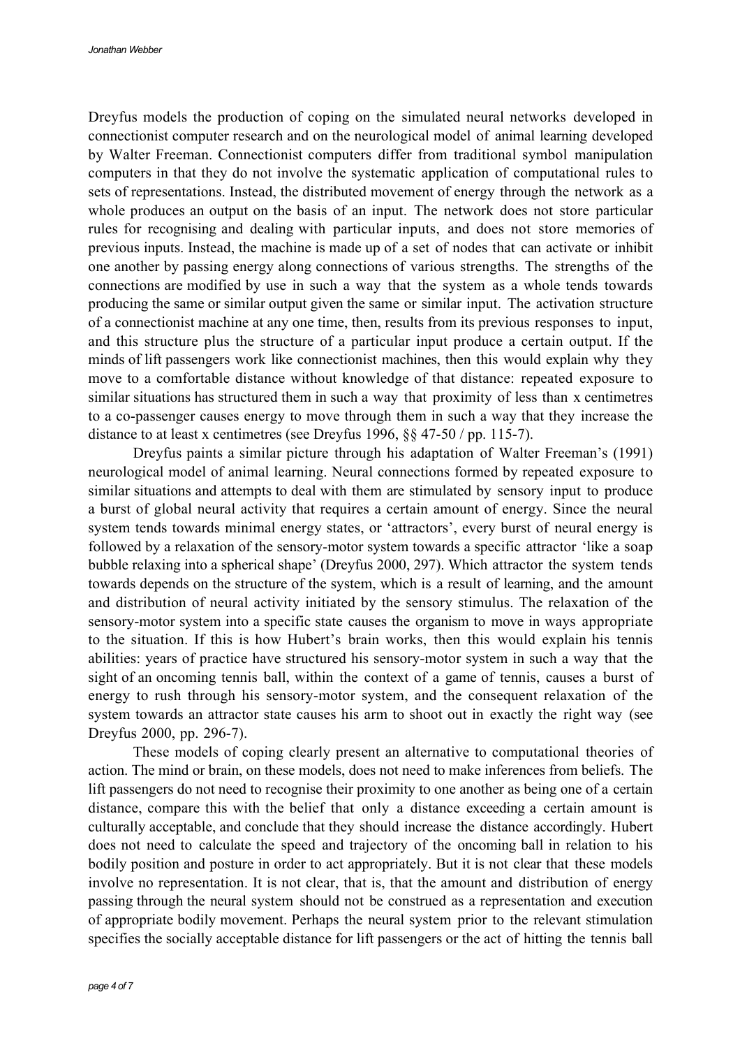Dreyfus models the production of coping on the simulated neural networks developed in connectionist computer research and on the neurological model of animal learning developed by Walter Freeman. Connectionist computers differ from traditional symbol manipulation computers in that they do not involve the systematic application of computational rules to sets of representations. Instead, the distributed movement of energy through the network as a whole produces an output on the basis of an input. The network does not store particular rules for recognising and dealing with particular inputs, and does not store memories of previous inputs. Instead, the machine is made up of a set of nodes that can activate or inhibit one another by passing energy along connections of various strengths. The strengths of the connections are modified by use in such a way that the system as a whole tends towards producing the same or similar output given the same or similar input. The activation structure of a connectionist machine at any one time, then, results from its previous responses to input, and this structure plus the structure of a particular input produce a certain output. If the minds of lift passengers work like connectionist machines, then this would explain why they move to a comfortable distance without knowledge of that distance: repeated exposure to similar situations has structured them in such a way that proximity of less than x centimetres to a co-passenger causes energy to move through them in such a way that they increase the distance to at least x centimetres (see Dreyfus 1996, §§ 47-50 / pp. 115-7).

Dreyfus paints a similar picture through his adaptation of Walter Freeman's (1991) neurological model of animal learning. Neural connections formed by repeated exposure to similar situations and attempts to deal with them are stimulated by sensory input to produce a burst of global neural activity that requires a certain amount of energy. Since the neural system tends towards minimal energy states, or 'attractors', every burst of neural energy is followed by a relaxation of the sensory-motor system towards a specific attractor 'like a soap bubble relaxing into a spherical shape' (Dreyfus 2000, 297). Which attractor the system tends towards depends on the structure of the system, which is a result of learning, and the amount and distribution of neural activity initiated by the sensory stimulus. The relaxation of the sensory-motor system into a specific state causes the organism to move in ways appropriate to the situation. If this is how Hubert's brain works, then this would explain his tennis abilities: years of practice have structured his sensory-motor system in such a way that the sight of an oncoming tennis ball, within the context of a game of tennis, causes a burst of energy to rush through his sensory-motor system, and the consequent relaxation of the system towards an attractor state causes his arm to shoot out in exactly the right way (see Dreyfus 2000, pp. 296-7).

These models of coping clearly present an alternative to computational theories of action. The mind or brain, on these models, does not need to make inferences from beliefs. The lift passengers do not need to recognise their proximity to one another as being one of a certain distance, compare this with the belief that only a distance exceeding a certain amount is culturally acceptable, and conclude that they should increase the distance accordingly. Hubert does not need to calculate the speed and trajectory of the oncoming ball in relation to his bodily position and posture in order to act appropriately. But it is not clear that these models involve no representation. It is not clear, that is, that the amount and distribution of energy passing through the neural system should not be construed as a representation and execution of appropriate bodily movement. Perhaps the neural system prior to the relevant stimulation specifies the socially acceptable distance for lift passengers or the act of hitting the tennis ball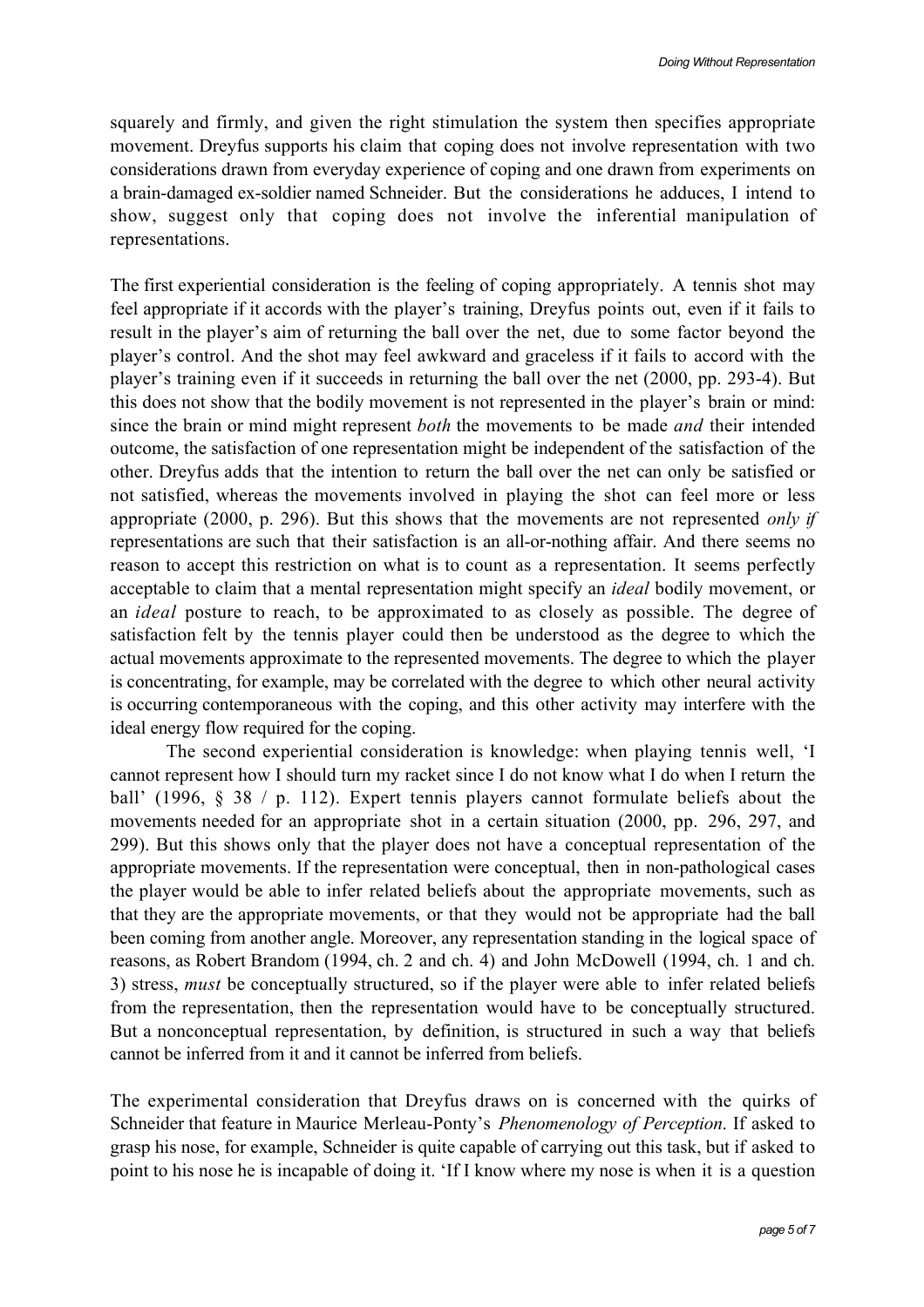squarely and firmly, and given the right stimulation the system then specifies appropriate movement. Dreyfus supports his claim that coping does not involve representation with two considerations drawn from everyday experience of coping and one drawn from experiments on a brain-damaged ex-soldier named Schneider. But the considerations he adduces, I intend to show, suggest only that coping does not involve the inferential manipulation of representations.

The first experiential consideration is the feeling of coping appropriately. A tennis shot may feel appropriate if it accords with the player's training, Dreyfus points out, even if it fails to result in the player's aim of returning the ball over the net, due to some factor beyond the player's control. And the shot may feel awkward and graceless if it fails to accord with the player's training even if it succeeds in returning the ball over the net (2000, pp. 293-4). But this does not show that the bodily movement is not represented in the player's brain or mind: since the brain or mind might represent *both* the movements to be made *and* their intended outcome, the satisfaction of one representation might be independent of the satisfaction of the other. Dreyfus adds that the intention to return the ball over the net can only be satisfied or not satisfied, whereas the movements involved in playing the shot can feel more or less appropriate (2000, p. 296). But this shows that the movements are not represented *only if* representations are such that their satisfaction is an all-or-nothing affair. And there seems no reason to accept this restriction on what is to count as a representation. It seems perfectly acceptable to claim that a mental representation might specify an *ideal* bodily movement, or an *ideal* posture to reach, to be approximated to as closely as possible. The degree of satisfaction felt by the tennis player could then be understood as the degree to which the actual movements approximate to the represented movements. The degree to which the player is concentrating, for example, may be correlated with the degree to which other neural activity is occurring contemporaneous with the coping, and this other activity may interfere with the ideal energy flow required for the coping.

The second experiential consideration is knowledge: when playing tennis well, 'I cannot represent how I should turn my racket since I do not know what I do when I return the ball' (1996, § 38 / p. 112). Expert tennis players cannot formulate beliefs about the movements needed for an appropriate shot in a certain situation (2000, pp. 296, 297, and 299). But this shows only that the player does not have a conceptual representation of the appropriate movements. If the representation were conceptual, then in non-pathological cases the player would be able to infer related beliefs about the appropriate movements, such as that they are the appropriate movements, or that they would not be appropriate had the ball been coming from another angle. Moreover, any representation standing in the logical space of reasons, as Robert Brandom (1994, ch. 2 and ch. 4) and John McDowell (1994, ch. 1 and ch. 3) stress, *must* be conceptually structured, so if the player were able to infer related beliefs from the representation, then the representation would have to be conceptually structured. But a nonconceptual representation, by definition, is structured in such a way that beliefs cannot be inferred from it and it cannot be inferred from beliefs.

The experimental consideration that Dreyfus draws on is concerned with the quirks of Schneider that feature in Maurice Merleau-Ponty's *Phenomenology of Perception*. If asked to grasp his nose, for example, Schneider is quite capable of carrying out this task, but if asked to point to his nose he is incapable of doing it. 'If I know where my nose is when it is a question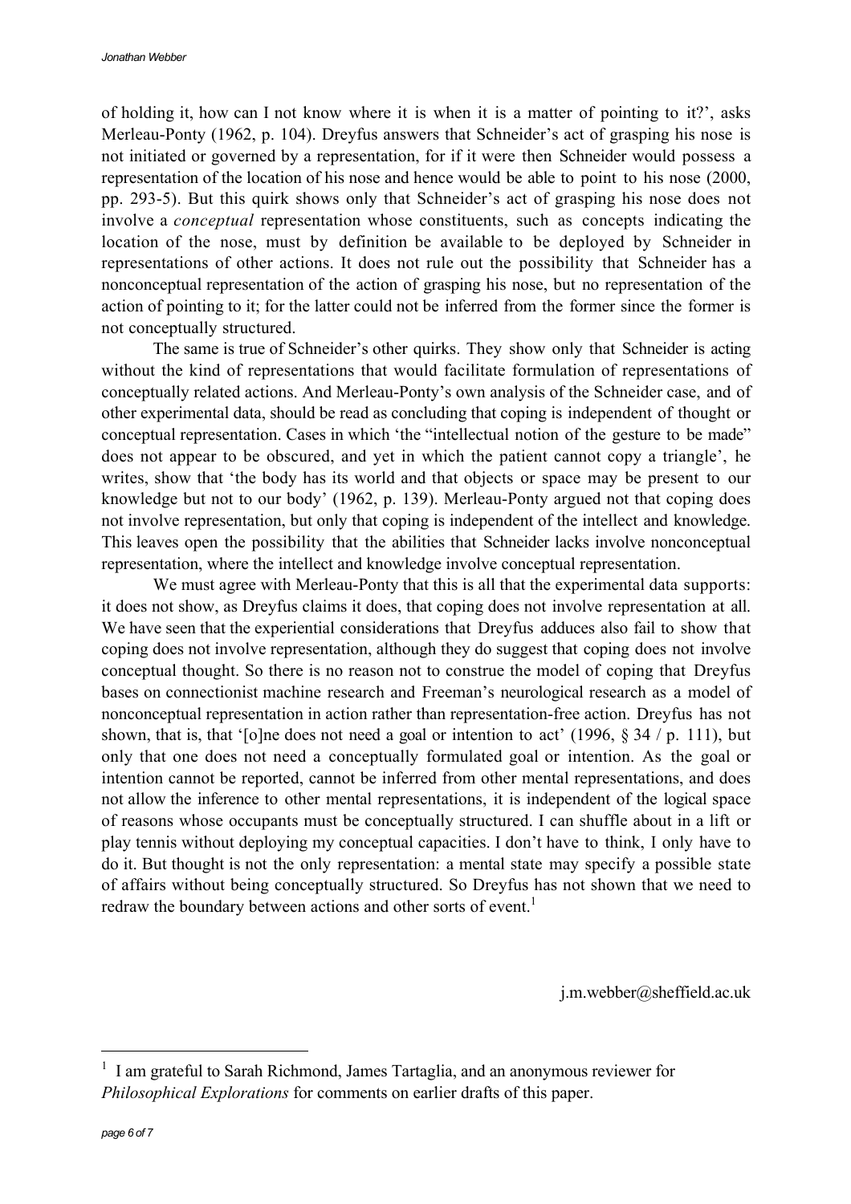of holding it, how can I not know where it is when it is a matter of pointing to it?', asks Merleau-Ponty (1962, p. 104). Dreyfus answers that Schneider's act of grasping his nose is not initiated or governed by a representation, for if it were then Schneider would possess a representation of the location of his nose and hence would be able to point to his nose (2000, pp. 293-5). But this quirk shows only that Schneider's act of grasping his nose does not involve a *conceptual* representation whose constituents, such as concepts indicating the location of the nose, must by definition be available to be deployed by Schneider in representations of other actions. It does not rule out the possibility that Schneider has a nonconceptual representation of the action of grasping his nose, but no representation of the action of pointing to it; for the latter could not be inferred from the former since the former is not conceptually structured.

The same is true of Schneider's other quirks. They show only that Schneider is acting without the kind of representations that would facilitate formulation of representations of conceptually related actions. And Merleau-Ponty's own analysis of the Schneider case, and of other experimental data, should be read as concluding that coping is independent of thought or conceptual representation. Cases in which 'the "intellectual notion of the gesture to be made" does not appear to be obscured, and yet in which the patient cannot copy a triangle', he writes, show that 'the body has its world and that objects or space may be present to our knowledge but not to our body' (1962, p. 139). Merleau-Ponty argued not that coping does not involve representation, but only that coping is independent of the intellect and knowledge. This leaves open the possibility that the abilities that Schneider lacks involve nonconceptual representation, where the intellect and knowledge involve conceptual representation.

We must agree with Merleau-Ponty that this is all that the experimental data supports: it does not show, as Dreyfus claims it does, that coping does not involve representation at all. We have seen that the experiential considerations that Dreyfus adduces also fail to show that coping does not involve representation, although they do suggest that coping does not involve conceptual thought. So there is no reason not to construe the model of coping that Dreyfus bases on connectionist machine research and Freeman's neurological research as a model of nonconceptual representation in action rather than representation-free action. Dreyfus has not shown, that is, that '[o]ne does not need a goal or intention to act' (1996, § 34 / p. 111), but only that one does not need a conceptually formulated goal or intention. As the goal or intention cannot be reported, cannot be inferred from other mental representations, and does not allow the inference to other mental representations, it is independent of the logical space of reasons whose occupants must be conceptually structured. I can shuffle about in a lift or play tennis without deploying my conceptual capacities. I don't have to think, I only have to do it. But thought is not the only representation: a mental state may specify a possible state of affairs without being conceptually structured. So Dreyfus has not shown that we need to redraw the boundary between actions and other sorts of event.[1]

j.m.webber@sheffield.ac.uk

---

[1] I am grateful to Sarah Richmond, James Tartaglia, and an anonymous reviewer for *Philosophical Explorations* for comments on earlier drafts of this paper.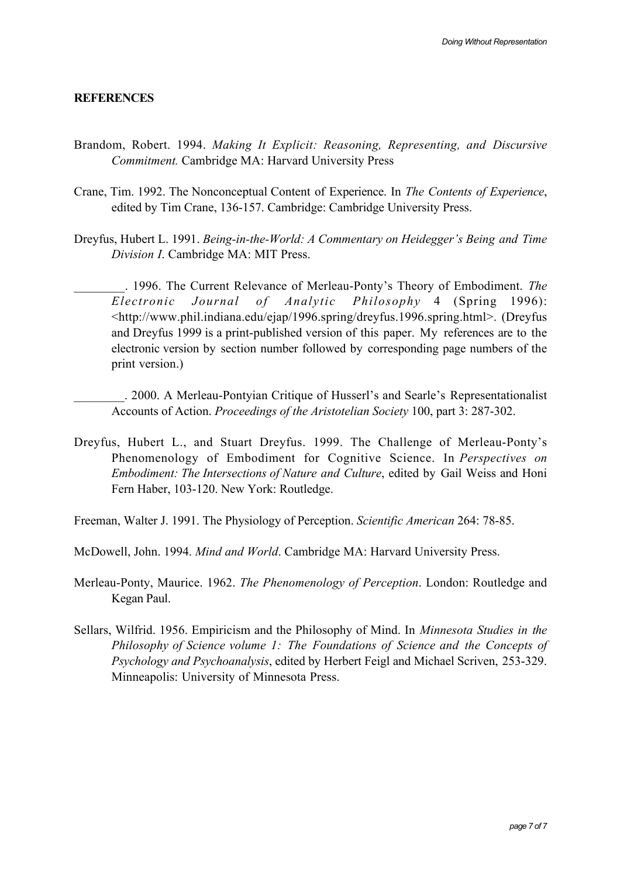## REFERENCES

Brandom, Robert. 1994. *Making It Explicit: Reasoning, Representing, and Discursive Commitment.* Cambridge MA: Harvard University Press

Crane, Tim. 1992. The Nonconceptual Content of Experience. In *The Contents of Experience*, edited by Tim Crane, 136-157. Cambridge: Cambridge University Press.

Dreyfus, Hubert L. 1991. *Being-in-the-World: A Commentary on Heidegger's Being and Time Division I*. Cambridge MA: MIT Press.

________. 1996. The Current Relevance of Merleau-Ponty's Theory of Embodiment. *The Electronic Journal of Analytic Philosophy* 4 (Spring 1996): <http://www.phil.indiana.edu/ejap/1996.spring/dreyfus.1996.spring.html>. (Dreyfus and Dreyfus 1999 is a print-published version of this paper. My references are to the electronic version by section number followed by corresponding page numbers of the print version.)

________. 2000. A Merleau-Pontyian Critique of Husserl's and Searle's Representationalist Accounts of Action. *Proceedings of the Aristotelian Society* 100, part 3: 287-302.

Dreyfus, Hubert L., and Stuart Dreyfus. 1999. The Challenge of Merleau-Ponty's Phenomenology of Embodiment for Cognitive Science. In *Perspectives on Embodiment: The Intersections of Nature and Culture*, edited by Gail Weiss and Honi Fern Haber, 103-120. New York: Routledge.

Freeman, Walter J. 1991. The Physiology of Perception. *Scientific American* 264: 78-85.

McDowell, John. 1994. *Mind and World*. Cambridge MA: Harvard University Press.

Merleau-Ponty, Maurice. 1962. *The Phenomenology of Perception*. London: Routledge and Kegan Paul.

Sellars, Wilfrid. 1956. Empiricism and the Philosophy of Mind. In *Minnesota Studies in the Philosophy of Science volume 1: The Foundations of Science and the Concepts of Psychology and Psychoanalysis*, edited by Herbert Feigl and Michael Scriven, 253-329. Minneapolis: University of Minnesota Press.